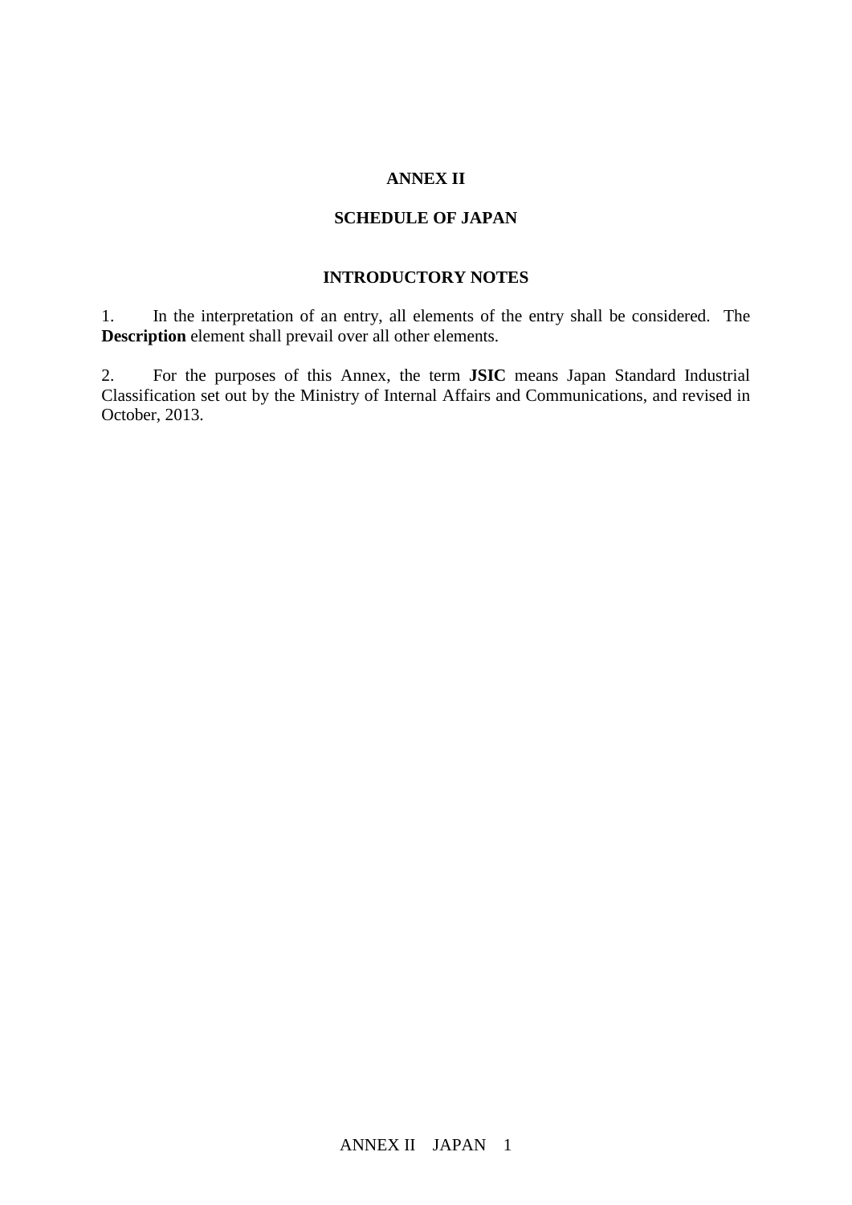# ANNEX II

## SCHEDULE OF JAPAN

### INTRODUCTORY NOTES

1. In the interpretation of an entry, all elements of the entry shall be considered. The **Description** element shall prevail over all other elements.

2. For the purposes of this Annex, the term **JSIC** means Japan Standard Industrial Classification set out by the Ministry of Internal Affairs and Communications, and revised in October, 2013.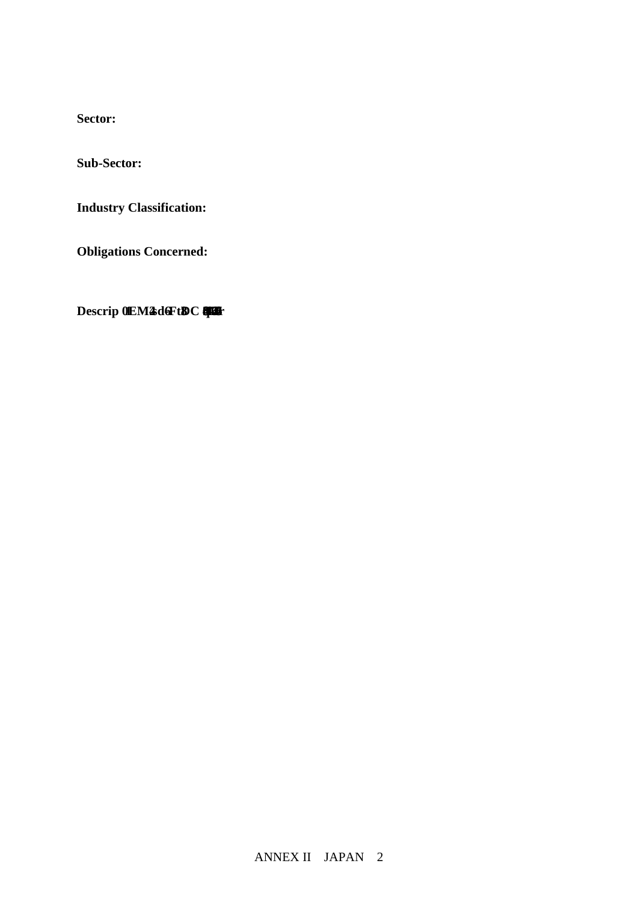**Sector:**

**Sub-Sector:**

**Industry Classification:**

**Obligations Concerned:**

**Descrip 0EM4sd6Ft8C**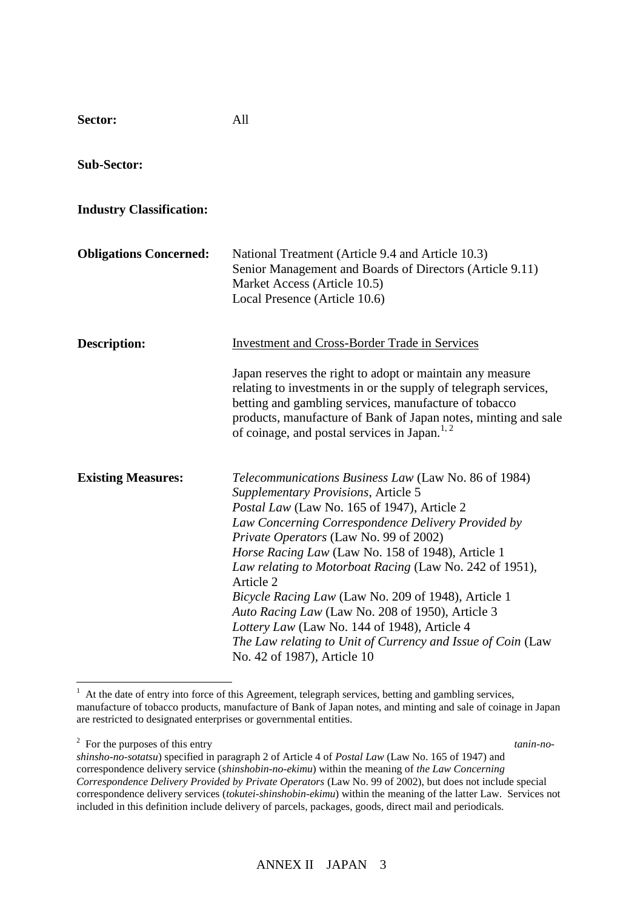**Sector:** All

**Sub-Sector:**

**Industry Classification:**

**Obligations Concerned:** National Treatment (Article 9.4 and Article 10.3)
Senior Management and Boards of Directors (Article 9.11)
Market Access (Article 10.5)
Local Presence (Article 10.6)

**Description:** Investment and Cross-Border Trade in Services

Japan reserves the right to adopt or maintain any measure relating to investments in or the supply of telegraph services, betting and gambling services, manufacture of tobacco products, manufacture of Bank of Japan notes, minting and sale of coinage, and postal services in Japan.[1, 2]

**Existing Measures:** *Telecommunications Business Law* (Law No. 86 of 1984)
*Supplementary Provisions*, Article 5
*Postal Law* (Law No. 165 of 1947), Article 2
*Law Concerning Correspondence Delivery Provided by Private Operators* (Law No. 99 of 2002)
*Horse Racing Law* (Law No. 158 of 1948), Article 1
*Law relating to Motorboat Racing* (Law No. 242 of 1951), Article 2
*Bicycle Racing Law* (Law No. 209 of 1948), Article 1
*Auto Racing Law* (Law No. 208 of 1950), Article 3
*Lottery Law* (Law No. 144 of 1948), Article 4
*The Law relating to Unit of Currency and Issue of Coin* (Law No. 42 of 1987), Article 10

---

[1] At the date of entry into force of this Agreement, telegraph services, betting and gambling services, manufacture of tobacco products, manufacture of Bank of Japan notes, and minting and sale of coinage in Japan are restricted to designated enterprises or governmental entities.

[2] For the purposes of this entry *tanin-no-shinsho-no-sotatsu*) specified in paragraph 2 of Article 4 of *Postal Law* (Law No. 165 of 1947) and correspondence delivery service (*shinshobin-no-ekimu*) within the meaning of *the Law Concerning Correspondence Delivery Provided by Private Operators* (Law No. 99 of 2002), but does not include special correspondence delivery services (*tokutei-shinshobin-ekimu*) within the meaning of the latter Law. Services not included in this definition include delivery of parcels, packages, goods, direct mail and periodicals.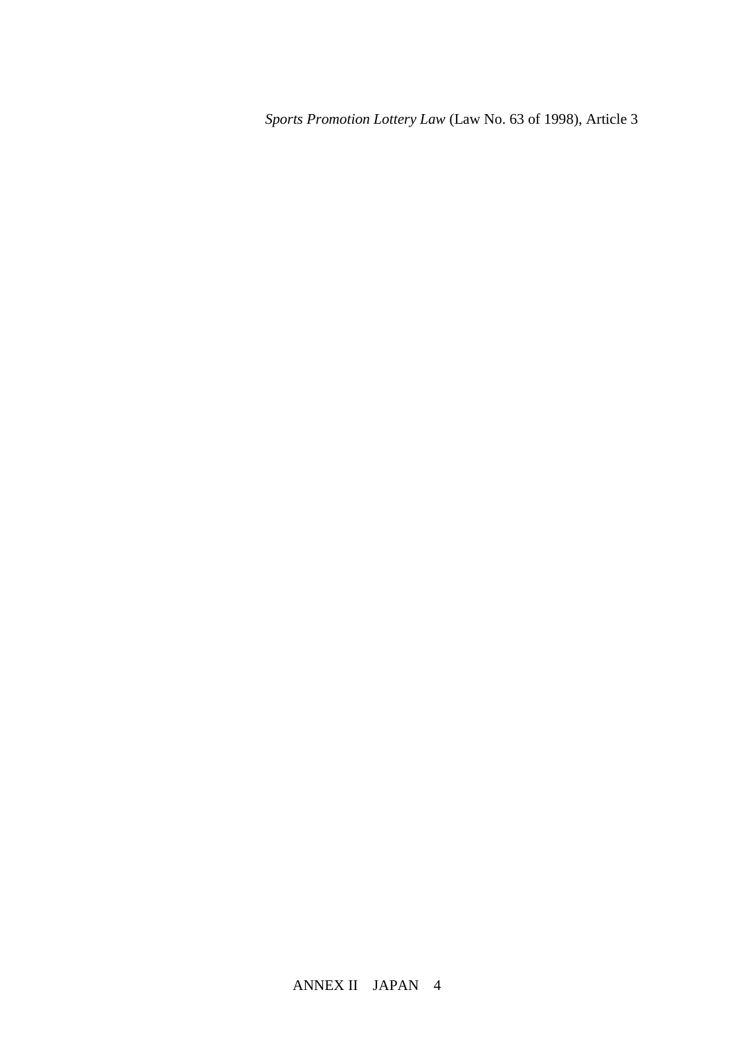*Sports Promotion Lottery Law* (Law No. 63 of 1998), Article 3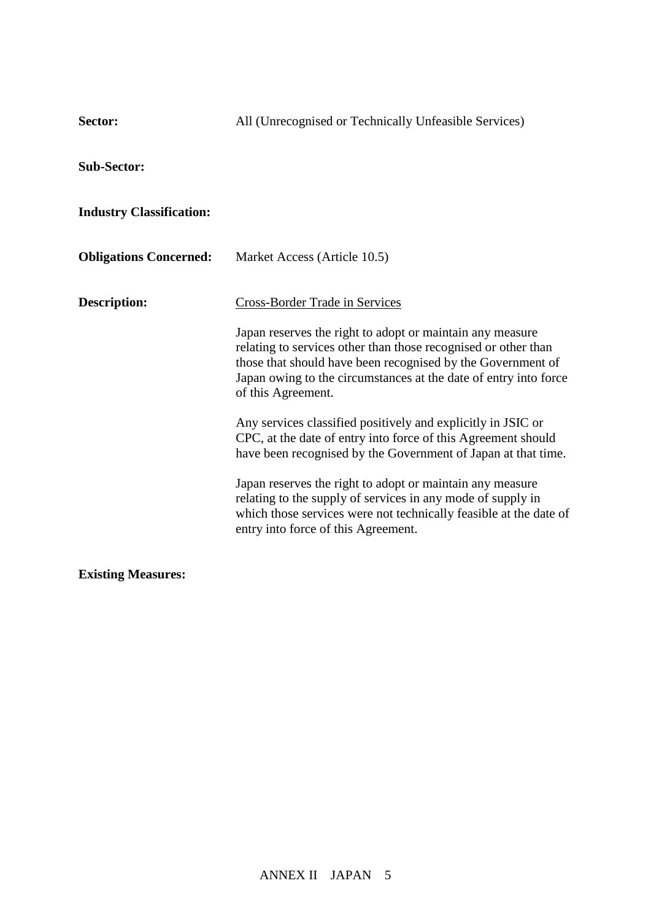**Sector:** All (Unrecognised or Technically Unfeasible Services)

**Sub-Sector:**

**Industry Classification:**

**Obligations Concerned:** Market Access (Article 10.5)

**Description:** <u>Cross-Border Trade in Services</u>

Japan reserves the right to adopt or maintain any measure relating to services other than those recognised or other than those that should have been recognised by the Government of Japan owing to the circumstances at the date of entry into force of this Agreement.

Any services classified positively and explicitly in JSIC or CPC, at the date of entry into force of this Agreement should have been recognised by the Government of Japan at that time.

Japan reserves the right to adopt or maintain any measure relating to the supply of services in any mode of supply in which those services were not technically feasible at the date of entry into force of this Agreement.

**Existing Measures:**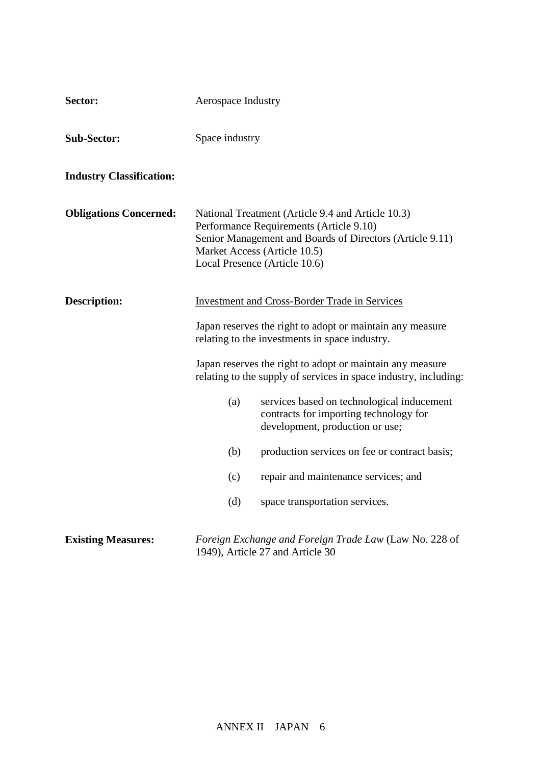**Sector:** Aerospace Industry

**Sub-Sector:** Space industry

**Industry Classification:**

**Obligations Concerned:** National Treatment (Article 9.4 and Article 10.3)
Performance Requirements (Article 9.10)
Senior Management and Boards of Directors (Article 9.11)
Market Access (Article 10.5)
Local Presence (Article 10.6)

**Description:** Investment and Cross-Border Trade in Services

Japan reserves the right to adopt or maintain any measure relating to the investments in space industry.

Japan reserves the right to adopt or maintain any measure relating to the supply of services in space industry, including:

(a) services based on technological inducement contracts for importing technology for development, production or use;

(b) production services on fee or contract basis;

(c) repair and maintenance services; and

(d) space transportation services.

**Existing Measures:** *Foreign Exchange and Foreign Trade Law* (Law No. 228 of 1949), Article 27 and Article 30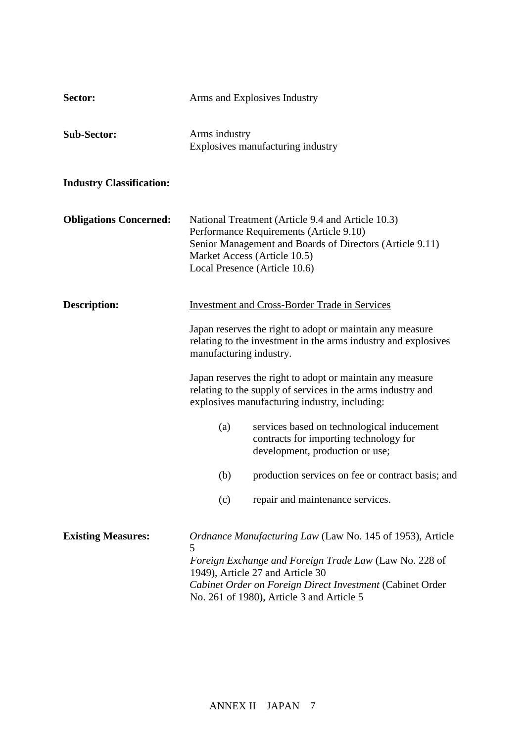**Sector:** Arms and Explosives Industry

**Sub-Sector:** Arms industry
Explosives manufacturing industry

**Industry Classification:**

**Obligations Concerned:** National Treatment (Article 9.4 and Article 10.3)
Performance Requirements (Article 9.10)
Senior Management and Boards of Directors (Article 9.11)
Market Access (Article 10.5)
Local Presence (Article 10.6)

**Description:**

Investment and Cross-Border Trade in Services

Japan reserves the right to adopt or maintain any measure relating to the investment in the arms industry and explosives manufacturing industry.

Japan reserves the right to adopt or maintain any measure relating to the supply of services in the arms industry and explosives manufacturing industry, including:

(a) services based on technological inducement contracts for importing technology for development, production or use;

(b) production services on fee or contract basis; and

(c) repair and maintenance services.

**Existing Measures:**

*Ordnance Manufacturing Law* (Law No. 145 of 1953), Article 5
*Foreign Exchange and Foreign Trade Law* (Law No. 228 of 1949), Article 27 and Article 30
*Cabinet Order on Foreign Direct Investment* (Cabinet Order No. 261 of 1980), Article 3 and Article 5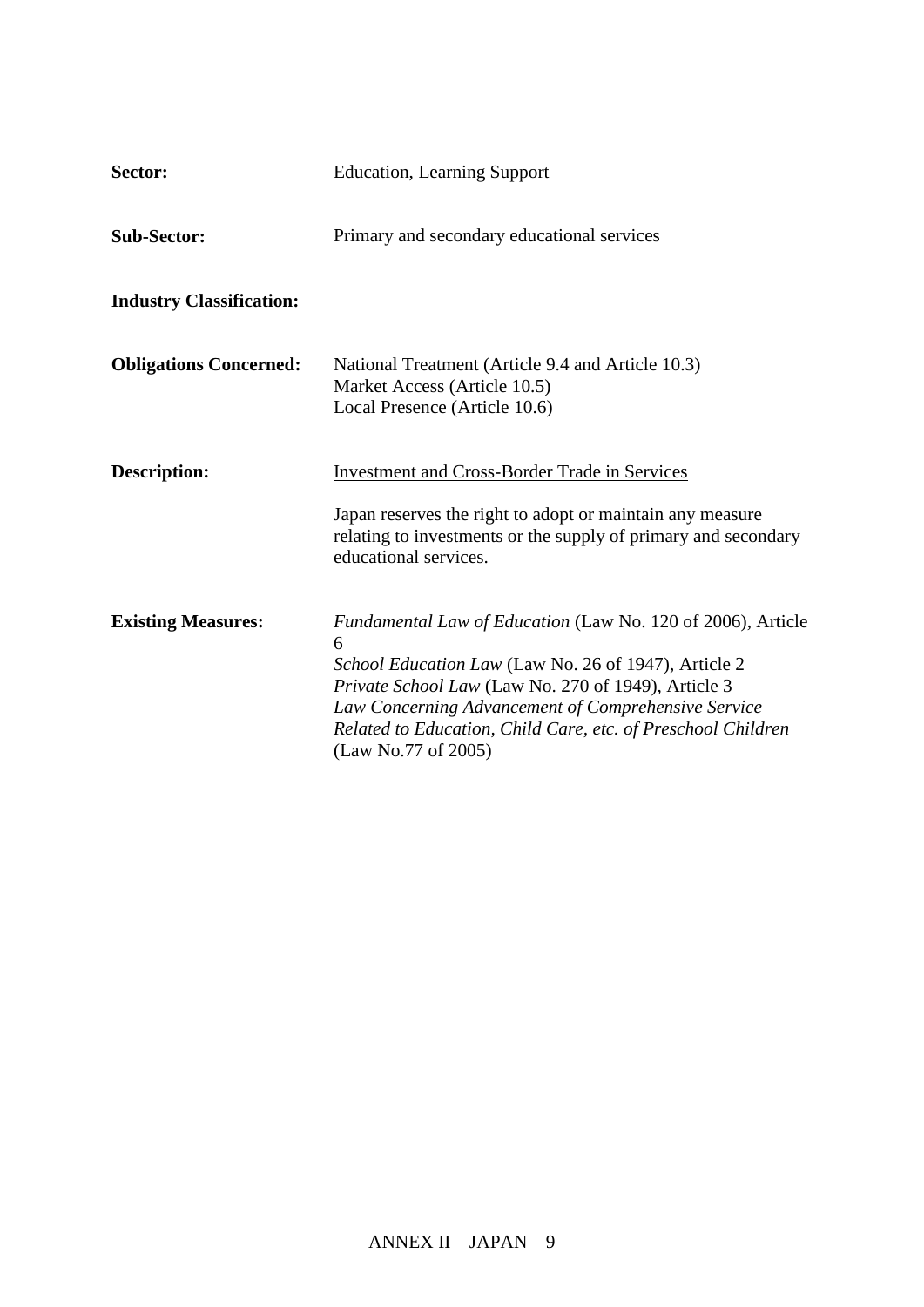**Sector:** Education, Learning Support

**Sub-Sector:** Primary and secondary educational services

**Industry Classification:**

**Obligations Concerned:** National Treatment (Article 9.4 and Article 10.3)
Market Access (Article 10.5)
Local Presence (Article 10.6)

**Description:** Investment and Cross-Border Trade in Services

Japan reserves the right to adopt or maintain any measure relating to investments or the supply of primary and secondary educational services.

**Existing Measures:** *Fundamental Law of Education* (Law No. 120 of 2006), Article 6
*School Education Law* (Law No. 26 of 1947), Article 2
*Private School Law* (Law No. 270 of 1949), Article 3
*Law Concerning Advancement of Comprehensive Service Related to Education, Child Care, etc. of Preschool Children* (Law No.77 of 2005)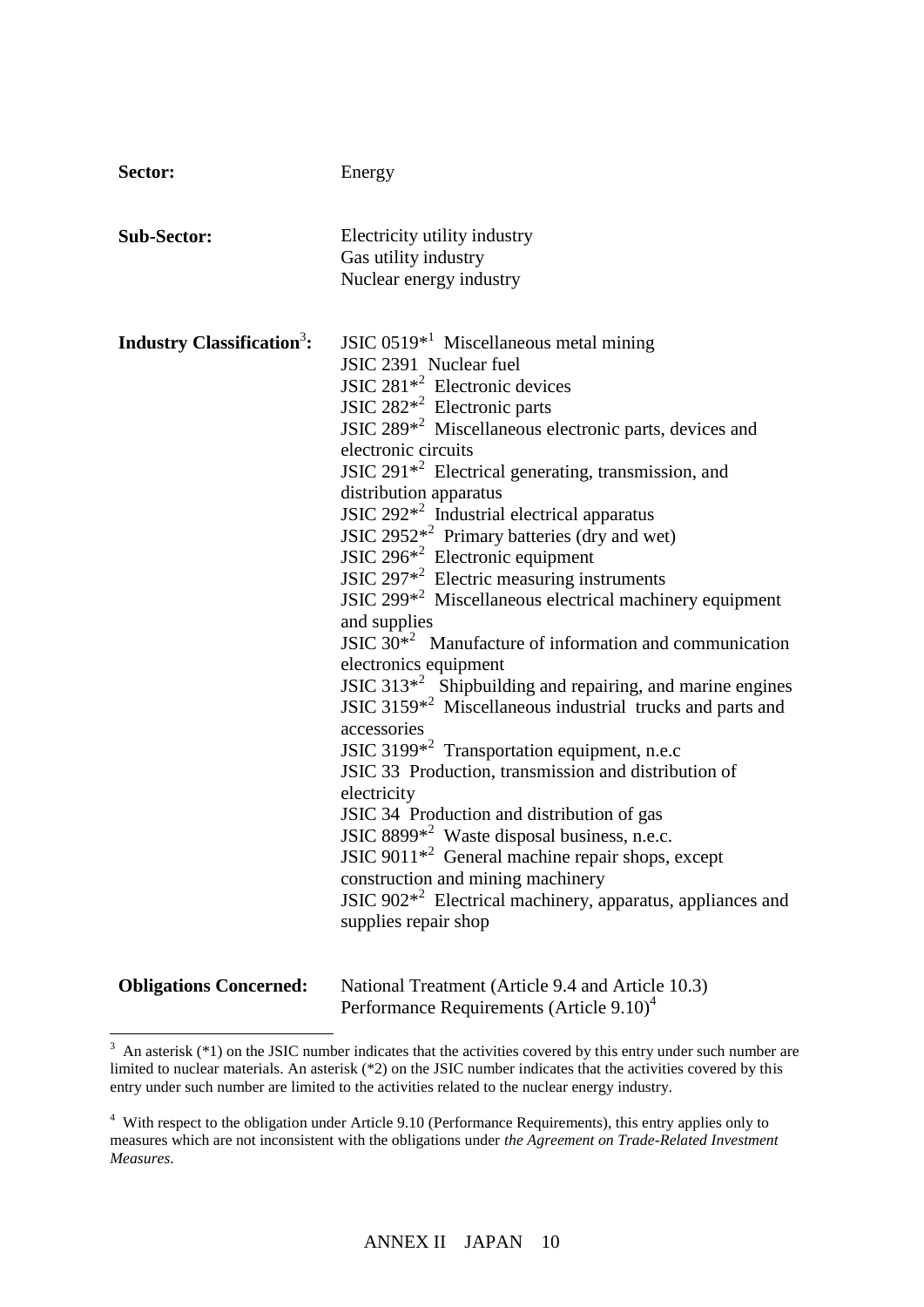**Sector:** Energy

**Sub-Sector:** Electricity utility industry
Gas utility industry
Nuclear energy industry

**Industry Classification**[3]**:**
JSIC 0519*[1] Miscellaneous metal mining
JSIC 2391 Nuclear fuel
JSIC 281*[2] Electronic devices
JSIC 282*[2] Electronic parts
JSIC 289*[2] Miscellaneous electronic parts, devices and electronic circuits
JSIC 291*[2] Electrical generating, transmission, and distribution apparatus
JSIC 292*[2] Industrial electrical apparatus
JSIC 2952*[2] Primary batteries (dry and wet)
JSIC 296*[2] Electronic equipment
JSIC 297*[2] Electric measuring instruments
JSIC 299*[2] Miscellaneous electrical machinery equipment and supplies
JSIC 30*[2] Manufacture of information and communication electronics equipment
JSIC 313*[2] Shipbuilding and repairing, and marine engines
JSIC 3159*[2] Miscellaneous industrial trucks and parts and accessories
JSIC 3199*[2] Transportation equipment, n.e.c
JSIC 33 Production, transmission and distribution of electricity
JSIC 34 Production and distribution of gas
JSIC 8899*[2] Waste disposal business, n.e.c.
JSIC 9011*[2] General machine repair shops, except construction and mining machinery
JSIC 902*[2] Electrical machinery, apparatus, appliances and supplies repair shop

**Obligations Concerned:** National Treatment (Article 9.4 and Article 10.3)
Performance Requirements (Article 9.10)[4]

---

[3] An asterisk (*1) on the JSIC number indicates that the activities covered by this entry under such number are limited to nuclear materials. An asterisk (*2) on the JSIC number indicates that the activities covered by this entry under such number are limited to the activities related to the nuclear energy industry.

[4] With respect to the obligation under Article 9.10 (Performance Requirements), this entry applies only to measures which are not inconsistent with the obligations under *the Agreement on Trade-Related Investment Measures*.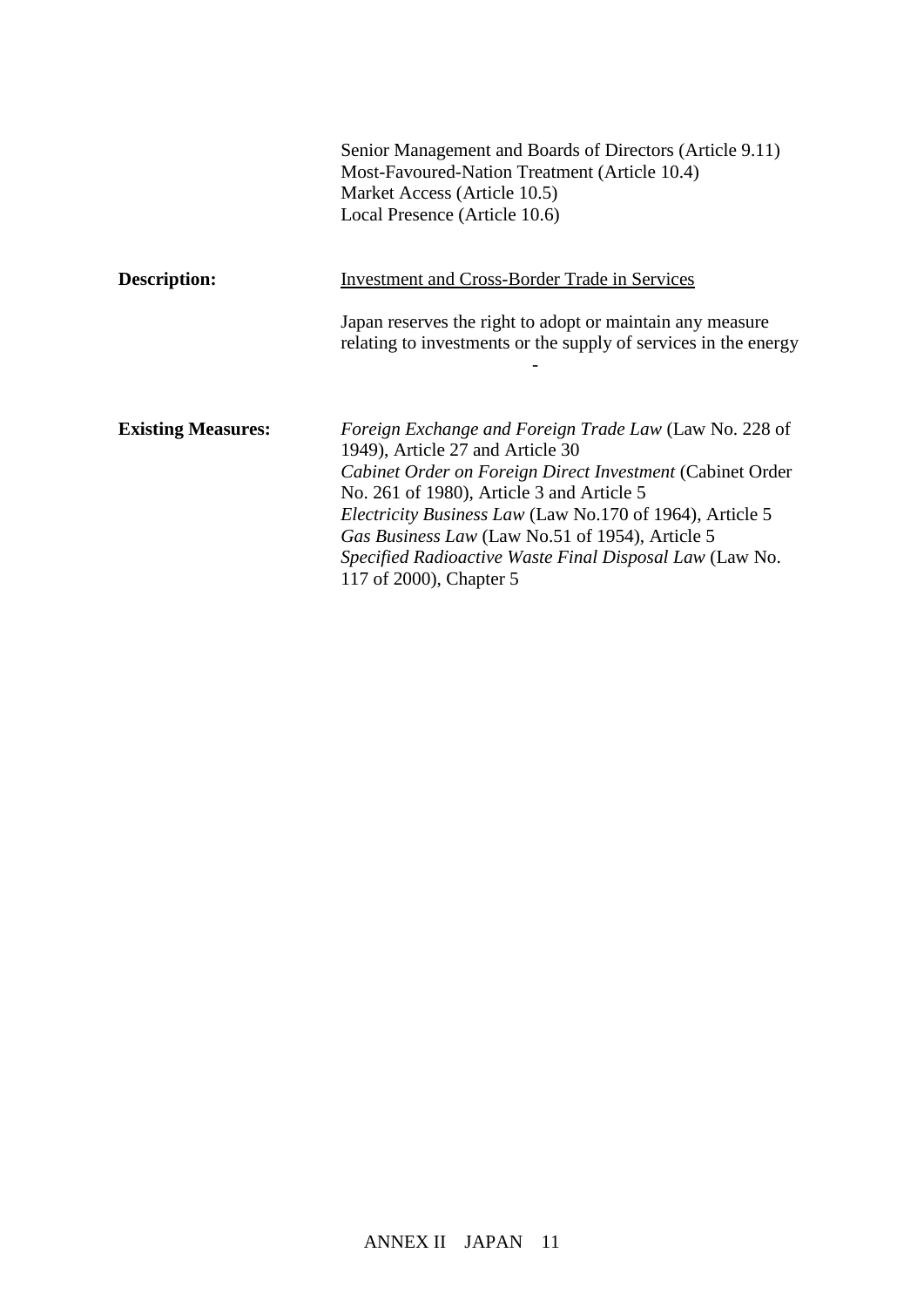| | |
|---|---|
| | Senior Management and Boards of Directors (Article 9.11)<br>Most-Favoured-Nation Treatment (Article 10.4)<br>Market Access (Article 10.5)<br>Local Presence (Article 10.6) |
| **Description:** | <u>Investment and Cross-Border Trade in Services</u><br><br>Japan reserves the right to adopt or maintain any measure relating to investments or the supply of services in the energy<br><br>- |
| **Existing Measures:** | *Foreign Exchange and Foreign Trade Law* (Law No. 228 of 1949), Article 27 and Article 30<br>*Cabinet Order on Foreign Direct Investment* (Cabinet Order No. 261 of 1980), Article 3 and Article 5<br>*Electricity Business Law* (Law No.170 of 1964), Article 5<br>*Gas Business Law* (Law No.51 of 1954), Article 5<br>*Specified Radioactive Waste Final Disposal Law* (Law No. 117 of 2000), Chapter 5 |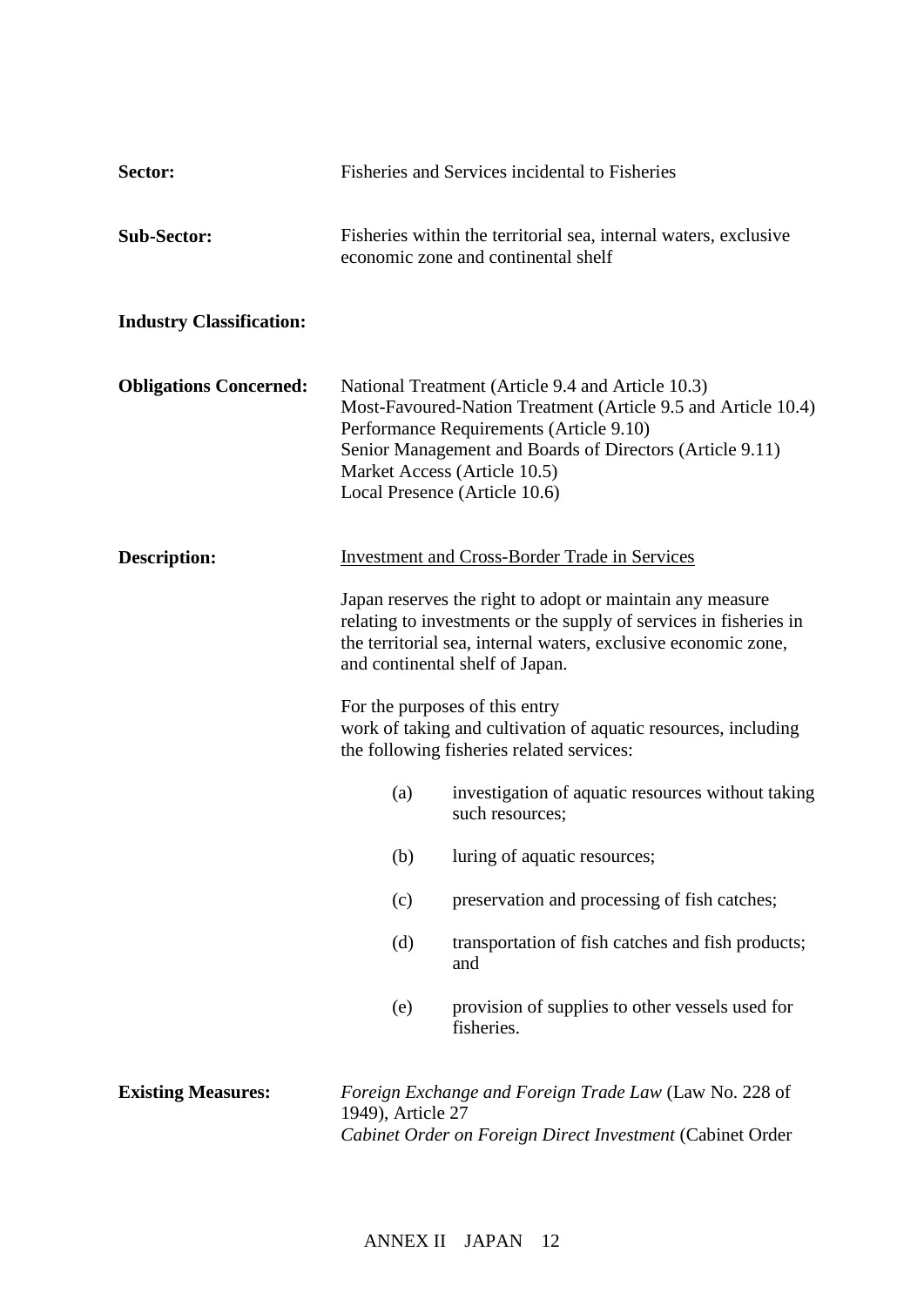**Sector:** Fisheries and Services incidental to Fisheries

**Sub-Sector:** Fisheries within the territorial sea, internal waters, exclusive economic zone and continental shelf

**Industry Classification:**

**Obligations Concerned:**
National Treatment (Article 9.4 and Article 10.3)
Most-Favoured-Nation Treatment (Article 9.5 and Article 10.4)
Performance Requirements (Article 9.10)
Senior Management and Boards of Directors (Article 9.11)
Market Access (Article 10.5)
Local Presence (Article 10.6)

**Description:**

Investment and Cross-Border Trade in Services

Japan reserves the right to adopt or maintain any measure relating to investments or the supply of services in fisheries in the territorial sea, internal waters, exclusive economic zone, and continental shelf of Japan.

For the purposes of this entry
work of taking and cultivation of aquatic resources, including the following fisheries related services:

(a) investigation of aquatic resources without taking such resources;

(b) luring of aquatic resources;

(c) preservation and processing of fish catches;

(d) transportation of fish catches and fish products; and

(e) provision of supplies to other vessels used for fisheries.

**Existing Measures:**
*Foreign Exchange and Foreign Trade Law* (Law No. 228 of 1949), Article 27
*Cabinet Order on Foreign Direct Investment* (Cabinet Order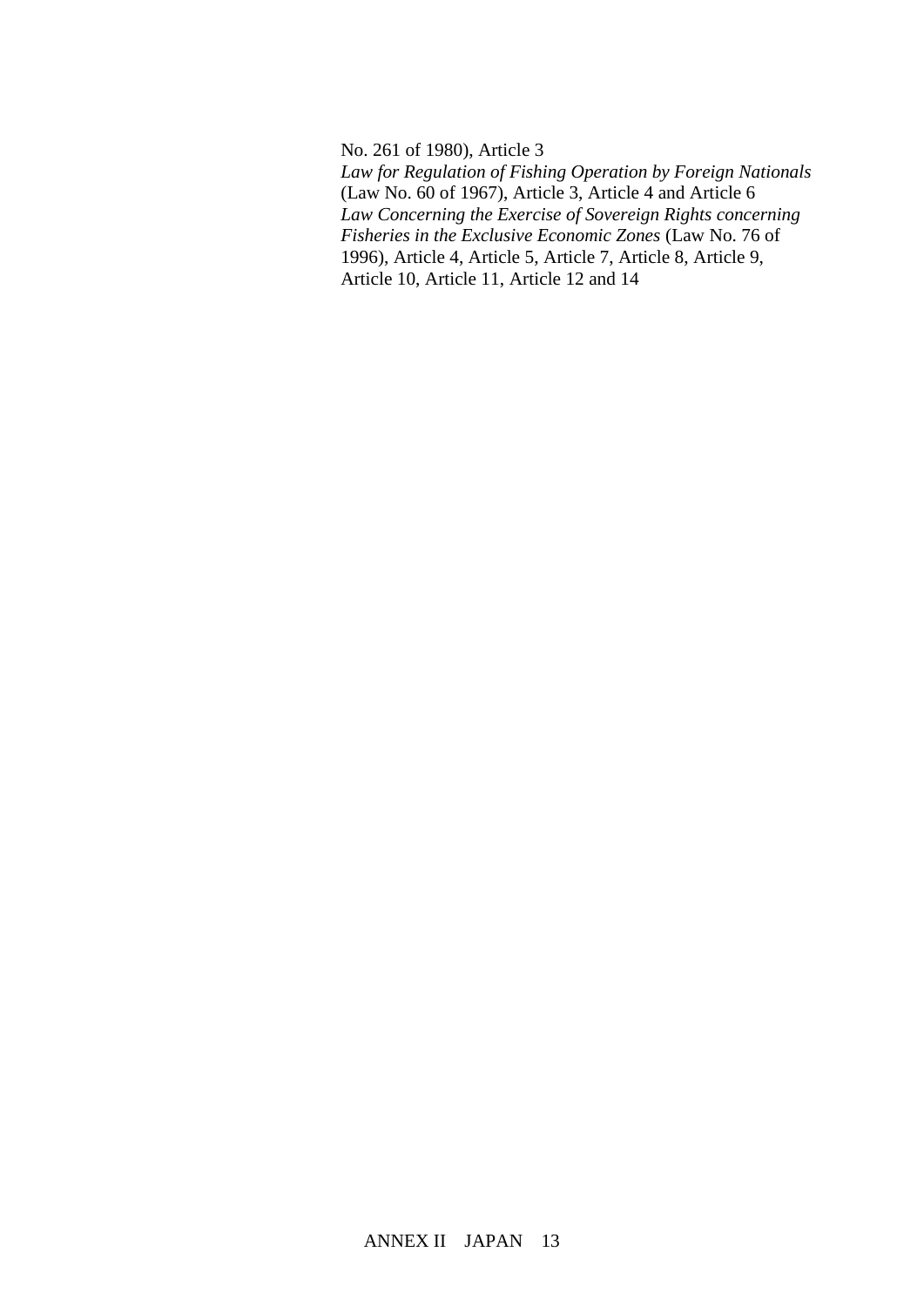No. 261 of 1980), Article 3
*Law for Regulation of Fishing Operation by Foreign Nationals* (Law No. 60 of 1967), Article 3, Article 4 and Article 6
*Law Concerning the Exercise of Sovereign Rights concerning Fisheries in the Exclusive Economic Zones* (Law No. 76 of 1996), Article 4, Article 5, Article 7, Article 8, Article 9, Article 10, Article 11, Article 12 and 14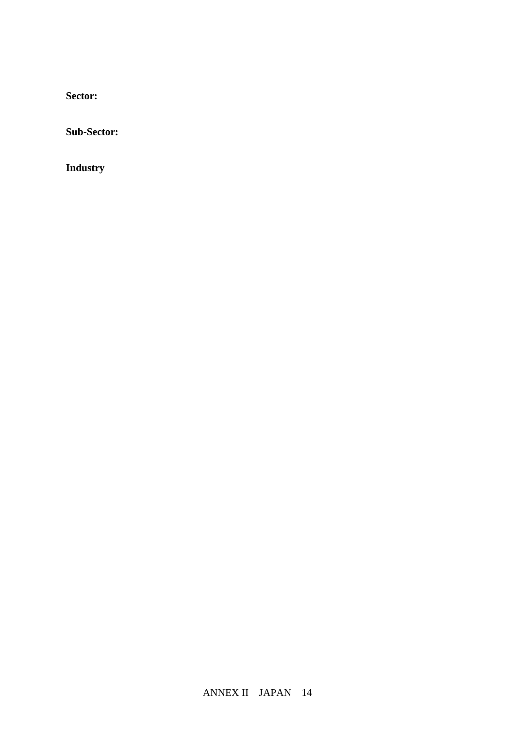**Sector:**

**Sub-Sector:**

**Industry**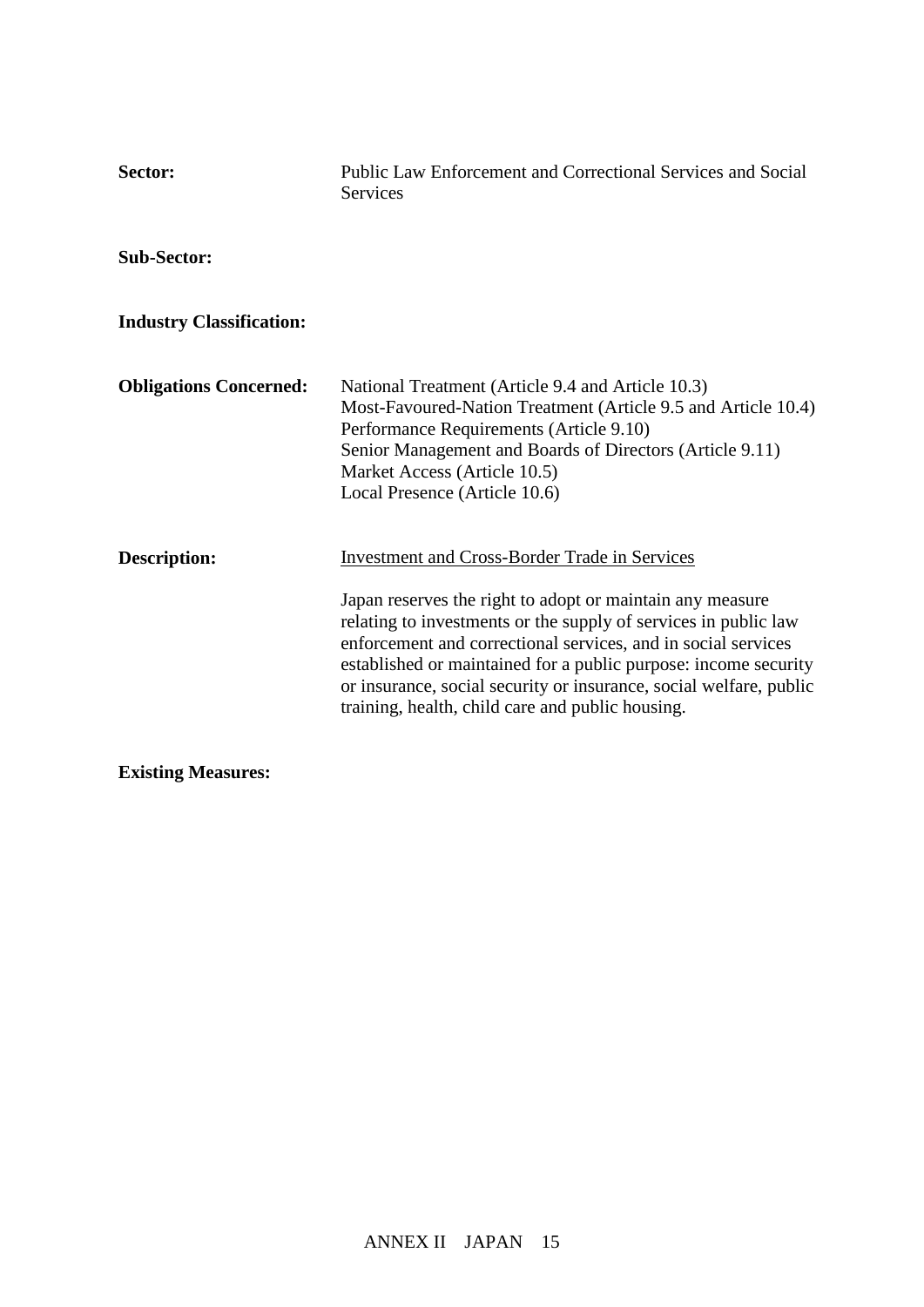**Sector:** Public Law Enforcement and Correctional Services and Social Services

**Sub-Sector:**

**Industry Classification:**

**Obligations Concerned:** National Treatment (Article 9.4 and Article 10.3)
Most-Favoured-Nation Treatment (Article 9.5 and Article 10.4)
Performance Requirements (Article 9.10)
Senior Management and Boards of Directors (Article 9.11)
Market Access (Article 10.5)
Local Presence (Article 10.6)

**Description:** Investment and Cross-Border Trade in Services

Japan reserves the right to adopt or maintain any measure relating to investments or the supply of services in public law enforcement and correctional services, and in social services established or maintained for a public purpose: income security or insurance, social security or insurance, social welfare, public training, health, child care and public housing.

**Existing Measures:**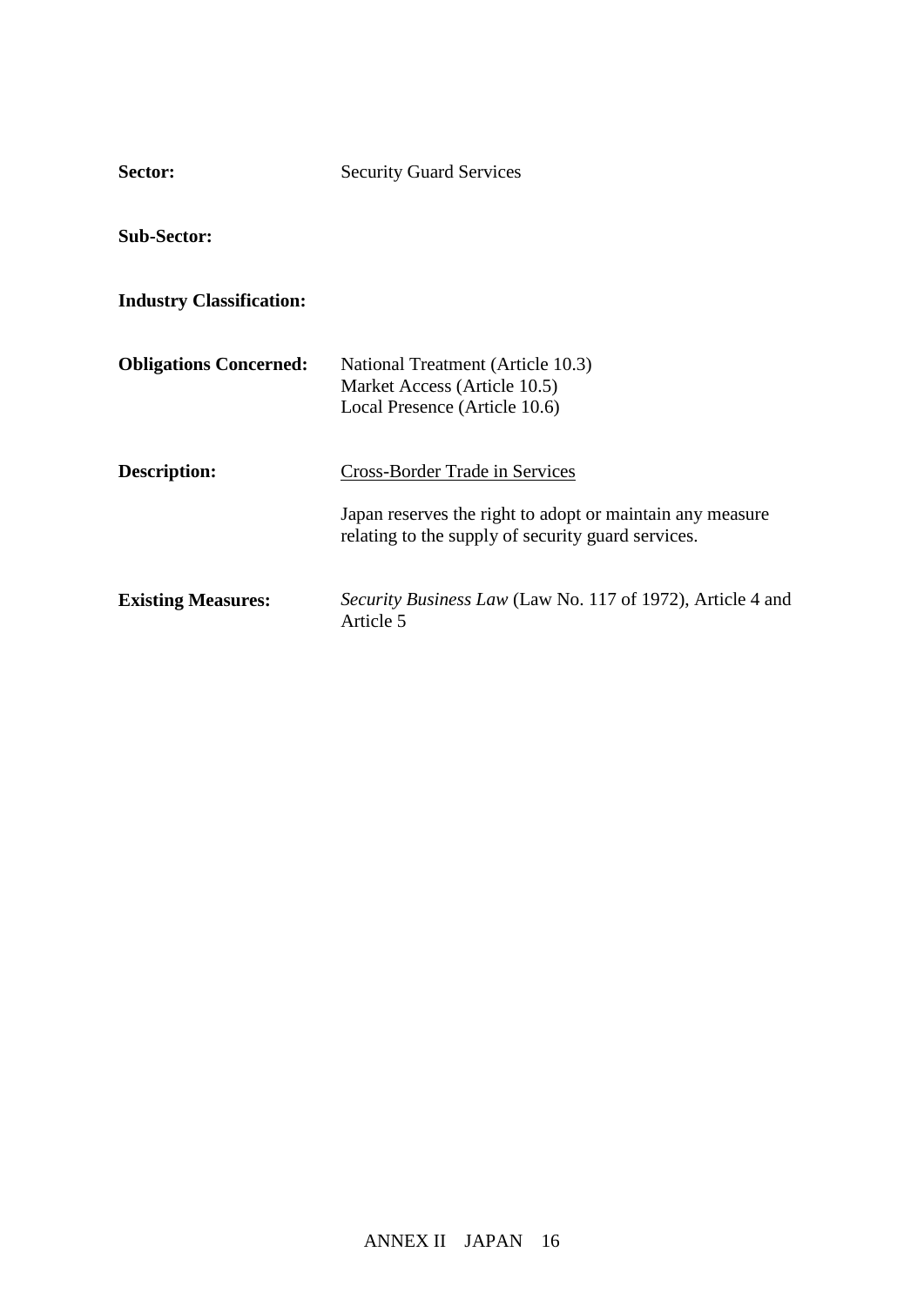**Sector:** Security Guard Services

**Sub-Sector:**

**Industry Classification:**

**Obligations Concerned:** National Treatment (Article 10.3)
Market Access (Article 10.5)
Local Presence (Article 10.6)

**Description:** Cross-Border Trade in Services

Japan reserves the right to adopt or maintain any measure relating to the supply of security guard services.

**Existing Measures:** *Security Business Law* (Law No. 117 of 1972), Article 4 and Article 5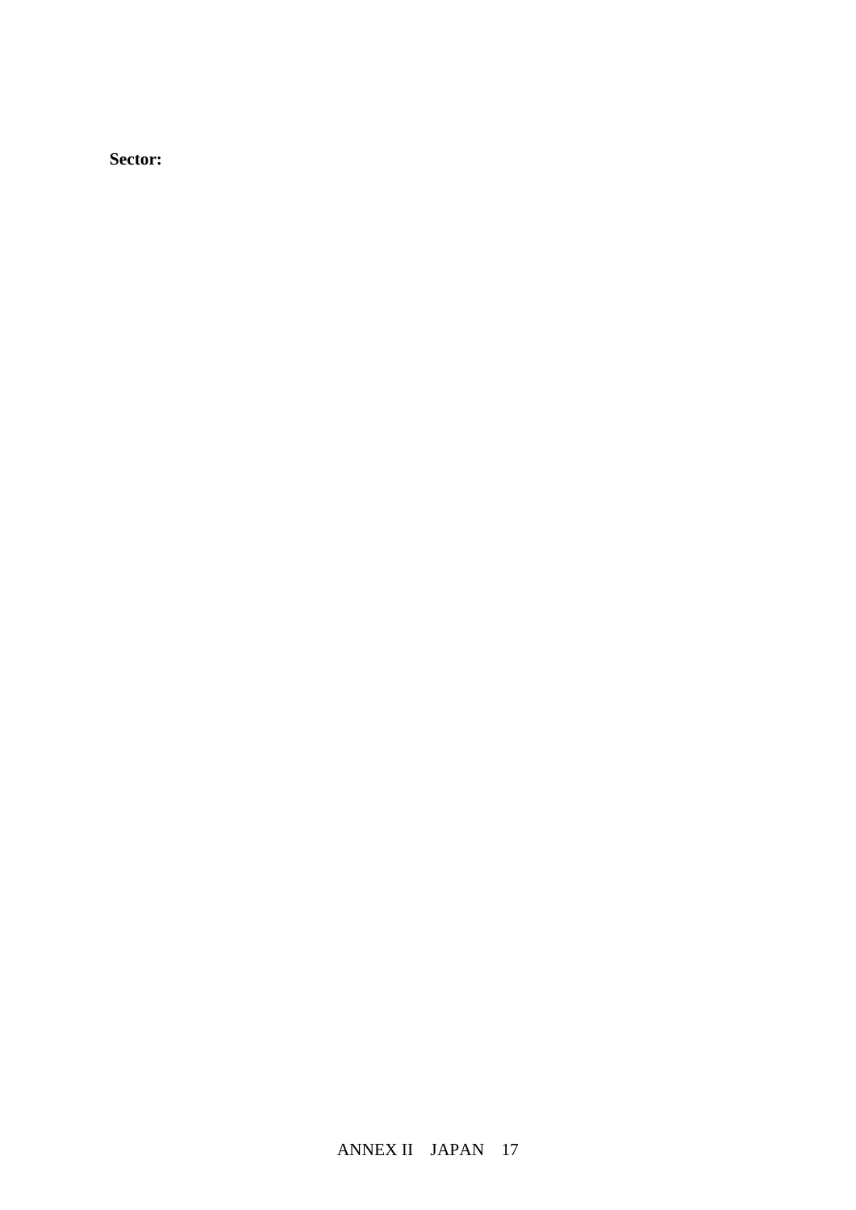**Sector:**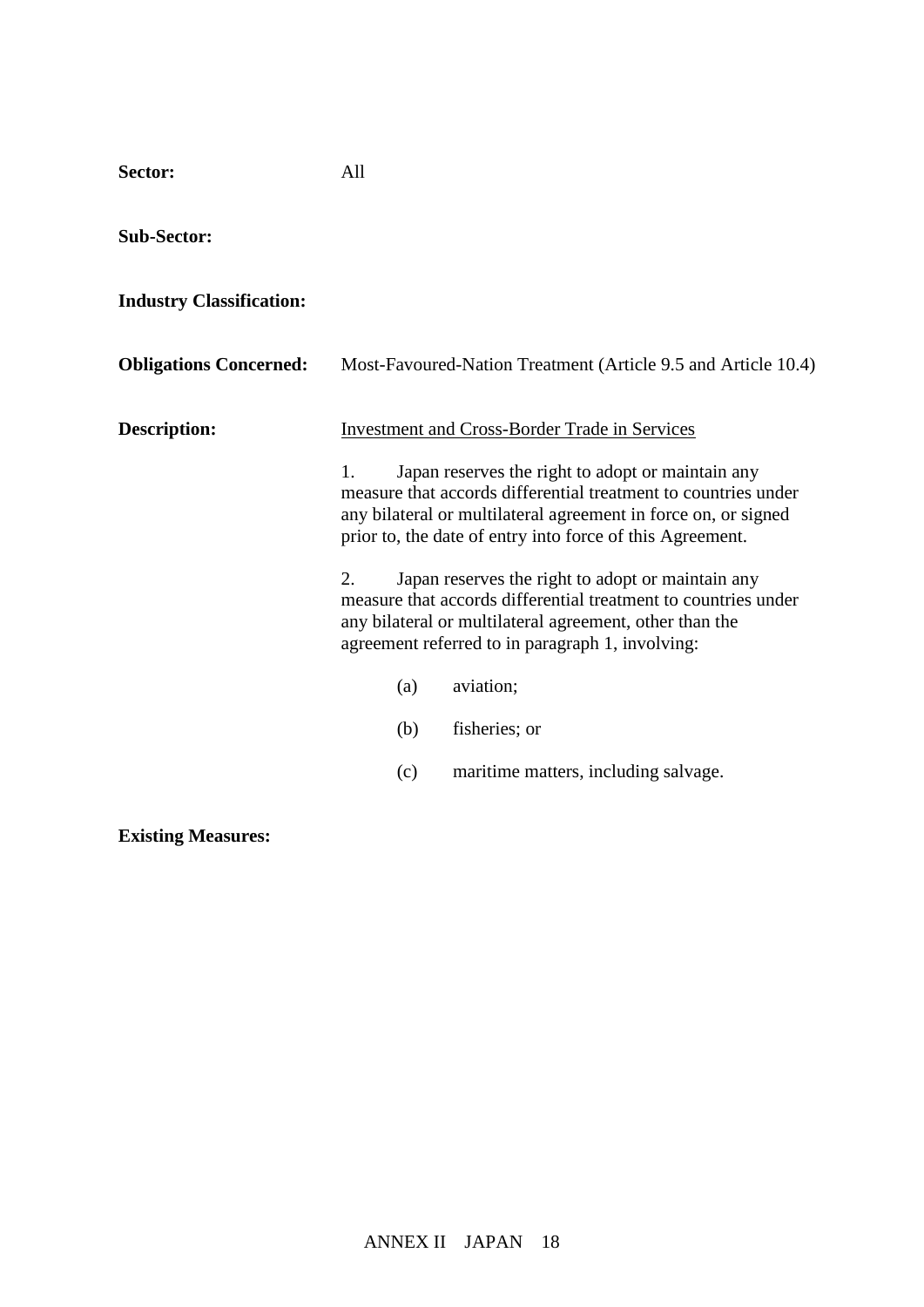**Sector:** All

**Sub-Sector:**

**Industry Classification:**

**Obligations Concerned:** Most-Favoured-Nation Treatment (Article 9.5 and Article 10.4)

**Description:** <u>Investment and Cross-Border Trade in Services</u>

1. Japan reserves the right to adopt or maintain any measure that accords differential treatment to countries under any bilateral or multilateral agreement in force on, or signed prior to, the date of entry into force of this Agreement.

2. Japan reserves the right to adopt or maintain any measure that accords differential treatment to countries under any bilateral or multilateral agreement, other than the agreement referred to in paragraph 1, involving:

   (a) aviation;

   (b) fisheries; or

   (c) maritime matters, including salvage.

**Existing Measures:**